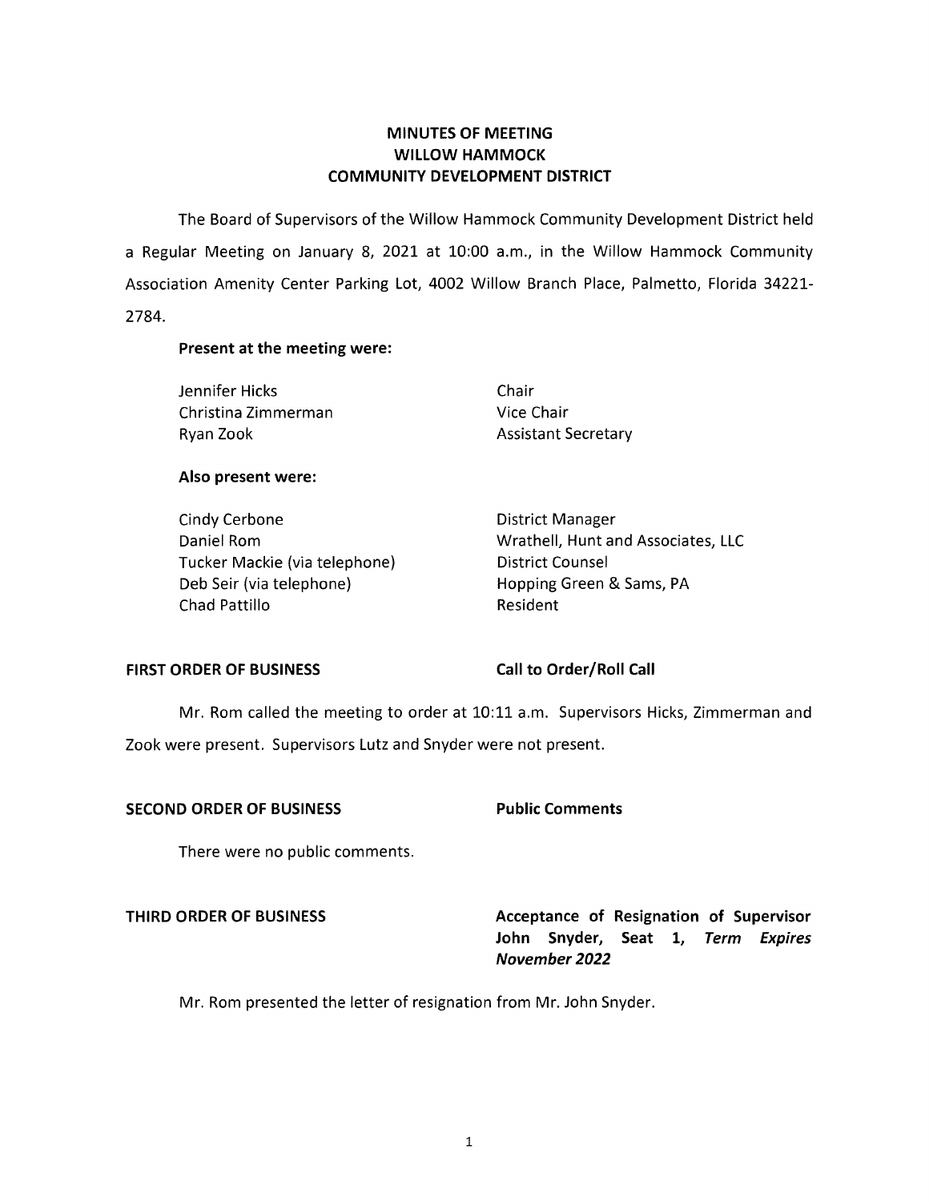# MINUTES OF MEETING
# WILLOW HAMMOCK
# COMMUNITY DEVELOPMENT DISTRICT

The Board of Supervisors of the Willow Hammock Community Development District held a Regular Meeting on January 8, 2021 at 10:00 a.m., in the Willow Hammock Community Association Amenity Center Parking Lot, 4002 Willow Branch Place, Palmetto, Florida 34221-2784.

**Present at the meeting were:**

| | |
|---|---|
| Jennifer Hicks | Chair |
| Christina Zimmerman | Vice Chair |
| Ryan Zook | Assistant Secretary |

**Also present were:**

| | |
|---|---|
| Cindy Cerbone | District Manager |
| Daniel Rom | Wrathell, Hunt and Associates, LLC |
| Tucker Mackie (via telephone) | District Counsel |
| Deb Seir (via telephone) | Hopping Green & Sams, PA |
| Chad Pattillo | Resident |

**FIRST ORDER OF BUSINESS** **Call to Order/Roll Call**

Mr. Rom called the meeting to order at 10:11 a.m. Supervisors Hicks, Zimmerman and Zook were present. Supervisors Lutz and Snyder were not present.

**SECOND ORDER OF BUSINESS** **Public Comments**

There were no public comments.

**THIRD ORDER OF BUSINESS** **Acceptance of Resignation of Supervisor John Snyder, Seat 1, *Term Expires November 2022***

Mr. Rom presented the letter of resignation from Mr. John Snyder.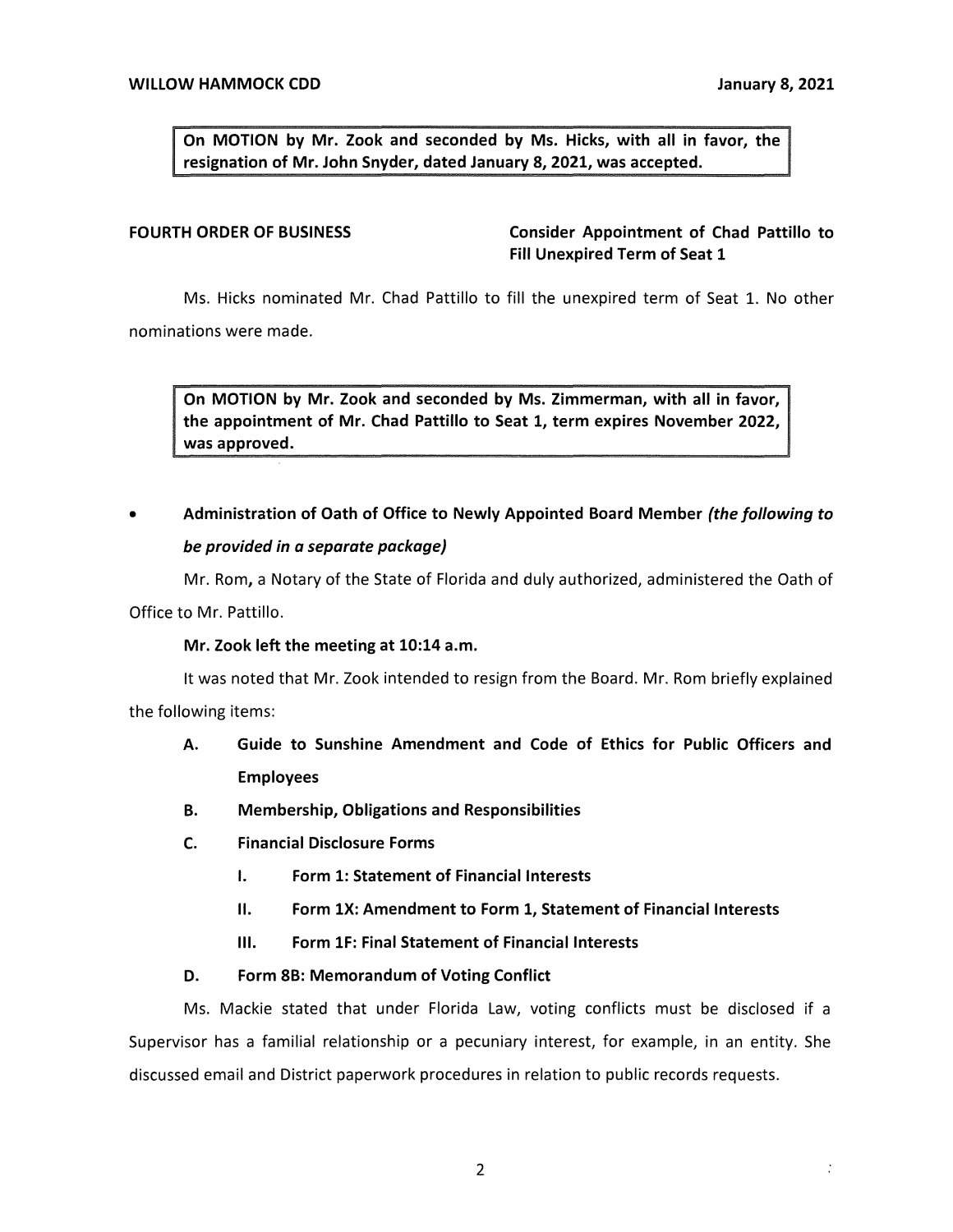**On MOTION by Mr. Zook and seconded by Ms. Hicks, with all in favor, the resignation of Mr. John Snyder, dated January 8, 2021, was accepted.**

**FOURTH ORDER OF BUSINESS** **Consider Appointment of Chad Pattillo to Fill Unexpired Term of Seat 1**

Ms. Hicks nominated Mr. Chad Pattillo to fill the unexpired term of Seat 1. No other nominations were made.

**On MOTION by Mr. Zook and seconded by Ms. Zimmerman, with all in favor, the appointment of Mr. Chad Pattillo to Seat 1, term expires November 2022, was approved.**

- **Administration of Oath of Office to Newly Appointed Board Member *(the following to be provided in a separate package)***

Mr. Rom, a Notary of the State of Florida and duly authorized, administered the Oath of Office to Mr. Pattillo.

**Mr. Zook left the meeting at 10:14 a.m.**

It was noted that Mr. Zook intended to resign from the Board. Mr. Rom briefly explained the following items:

- **A. Guide to Sunshine Amendment and Code of Ethics for Public Officers and Employees**
- **B. Membership, Obligations and Responsibilities**
- **C. Financial Disclosure Forms**
  - **I. Form 1: Statement of Financial Interests**
  - **II. Form 1X: Amendment to Form 1, Statement of Financial Interests**
  - **III. Form 1F: Final Statement of Financial Interests**
- **D. Form 8B: Memorandum of Voting Conflict**

Ms. Mackie stated that under Florida Law, voting conflicts must be disclosed if a Supervisor has a familial relationship or a pecuniary interest, for example, in an entity. She discussed email and District paperwork procedures in relation to public records requests.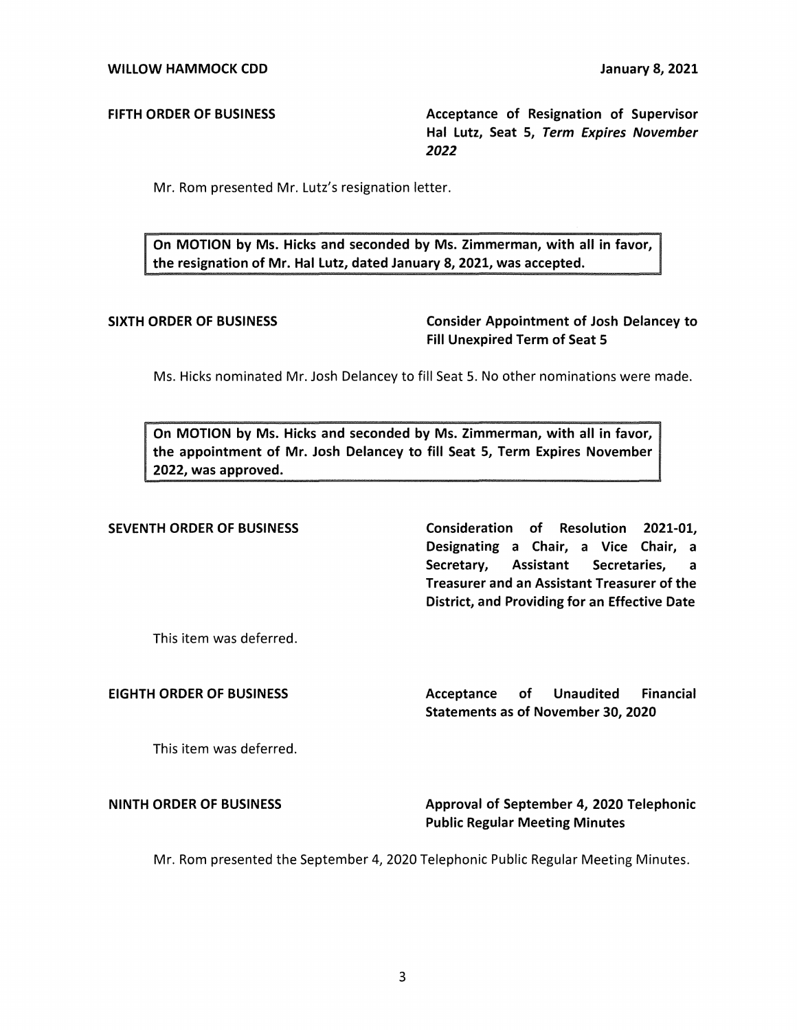**FIFTH ORDER OF BUSINESS** — **Acceptance of Resignation of Supervisor Hal Lutz, Seat 5, *Term Expires November 2022***

Mr. Rom presented Mr. Lutz's resignation letter.

> **On MOTION by Ms. Hicks and seconded by Ms. Zimmerman, with all in favor, the resignation of Mr. Hal Lutz, dated January 8, 2021, was accepted.**

**SIXTH ORDER OF BUSINESS** — **Consider Appointment of Josh Delancey to Fill Unexpired Term of Seat 5**

Ms. Hicks nominated Mr. Josh Delancey to fill Seat 5. No other nominations were made.

> **On MOTION by Ms. Hicks and seconded by Ms. Zimmerman, with all in favor, the appointment of Mr. Josh Delancey to fill Seat 5, Term Expires November 2022, was approved.**

**SEVENTH ORDER OF BUSINESS** — **Consideration of Resolution 2021-01, Designating a Chair, a Vice Chair, a Secretary, Assistant Secretaries, a Treasurer and an Assistant Treasurer of the District, and Providing for an Effective Date**

This item was deferred.

**EIGHTH ORDER OF BUSINESS** — **Acceptance of Unaudited Financial Statements as of November 30, 2020**

This item was deferred.

**NINTH ORDER OF BUSINESS** — **Approval of September 4, 2020 Telephonic Public Regular Meeting Minutes**

Mr. Rom presented the September 4, 2020 Telephonic Public Regular Meeting Minutes.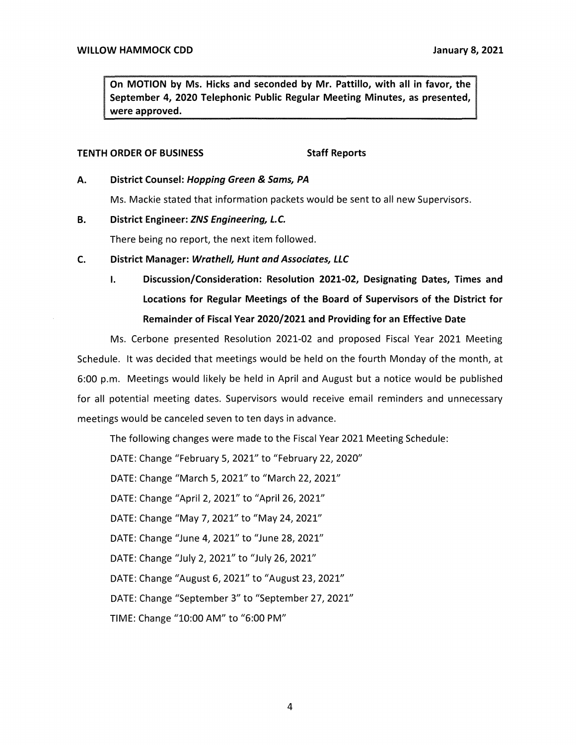**On MOTION by Ms. Hicks and seconded by Mr. Pattillo, with all in favor, the September 4, 2020 Telephonic Public Regular Meeting Minutes, as presented, were approved.**

**TENTH ORDER OF BUSINESS** **Staff Reports**

**A. District Counsel: *Hopping Green & Sams, PA***

Ms. Mackie stated that information packets would be sent to all new Supervisors.

**B. District Engineer: *ZNS Engineering, L.C.***

There being no report, the next item followed.

**C. District Manager: *Wrathell, Hunt and Associates, LLC***

**I. Discussion/Consideration: Resolution 2021-02, Designating Dates, Times and Locations for Regular Meetings of the Board of Supervisors of the District for Remainder of Fiscal Year 2020/2021 and Providing for an Effective Date**

Ms. Cerbone presented Resolution 2021-02 and proposed Fiscal Year 2021 Meeting Schedule. It was decided that meetings would be held on the fourth Monday of the month, at 6:00 p.m. Meetings would likely be held in April and August but a notice would be published for all potential meeting dates. Supervisors would receive email reminders and unnecessary meetings would be canceled seven to ten days in advance.

The following changes were made to the Fiscal Year 2021 Meeting Schedule:

DATE: Change "February 5, 2021" to "February 22, 2020"

DATE: Change "March 5, 2021" to "March 22, 2021"

DATE: Change "April 2, 2021" to "April 26, 2021"

DATE: Change "May 7, 2021" to "May 24, 2021"

DATE: Change "June 4, 2021" to "June 28, 2021"

DATE: Change "July 2, 2021" to "July 26, 2021"

DATE: Change "August 6, 2021" to "August 23, 2021"

DATE: Change "September 3" to "September 27, 2021"

TIME: Change "10:00 AM" to "6:00 PM"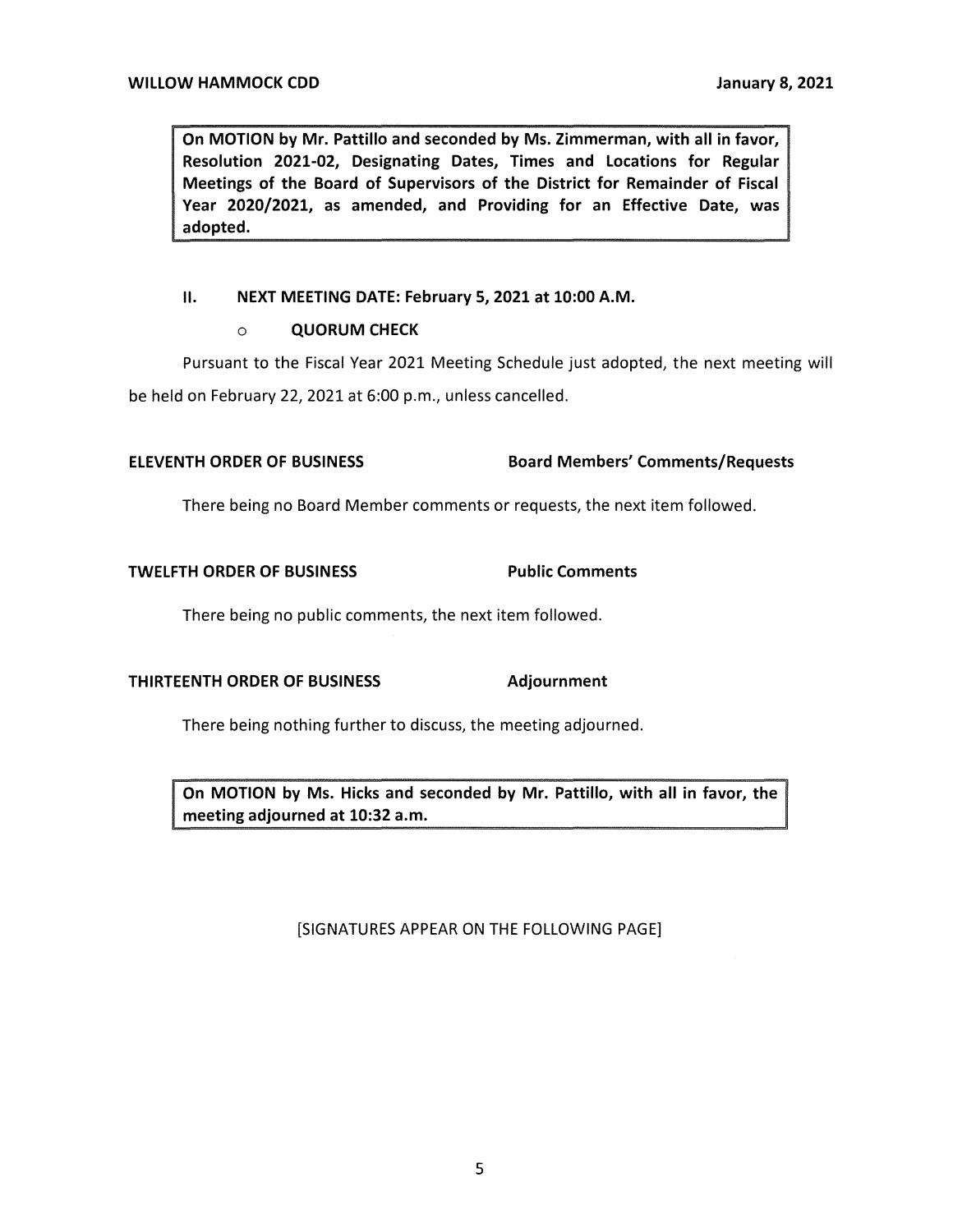**On MOTION by Mr. Pattillo and seconded by Ms. Zimmerman, with all in favor, Resolution 2021-02, Designating Dates, Times and Locations for Regular Meetings of the Board of Supervisors of the District for Remainder of Fiscal Year 2020/2021, as amended, and Providing for an Effective Date, was adopted.**

**II. NEXT MEETING DATE: February 5, 2021 at 10:00 A.M.**

- **QUORUM CHECK**

Pursuant to the Fiscal Year 2021 Meeting Schedule just adopted, the next meeting will be held on February 22, 2021 at 6:00 p.m., unless cancelled.

**ELEVENTH ORDER OF BUSINESS** **Board Members' Comments/Requests**

There being no Board Member comments or requests, the next item followed.

**TWELFTH ORDER OF BUSINESS** **Public Comments**

There being no public comments, the next item followed.

**THIRTEENTH ORDER OF BUSINESS** **Adjournment**

There being nothing further to discuss, the meeting adjourned.

**On MOTION by Ms. Hicks and seconded by Mr. Pattillo, with all in favor, the meeting adjourned at 10:32 a.m.**

[SIGNATURES APPEAR ON THE FOLLOWING PAGE]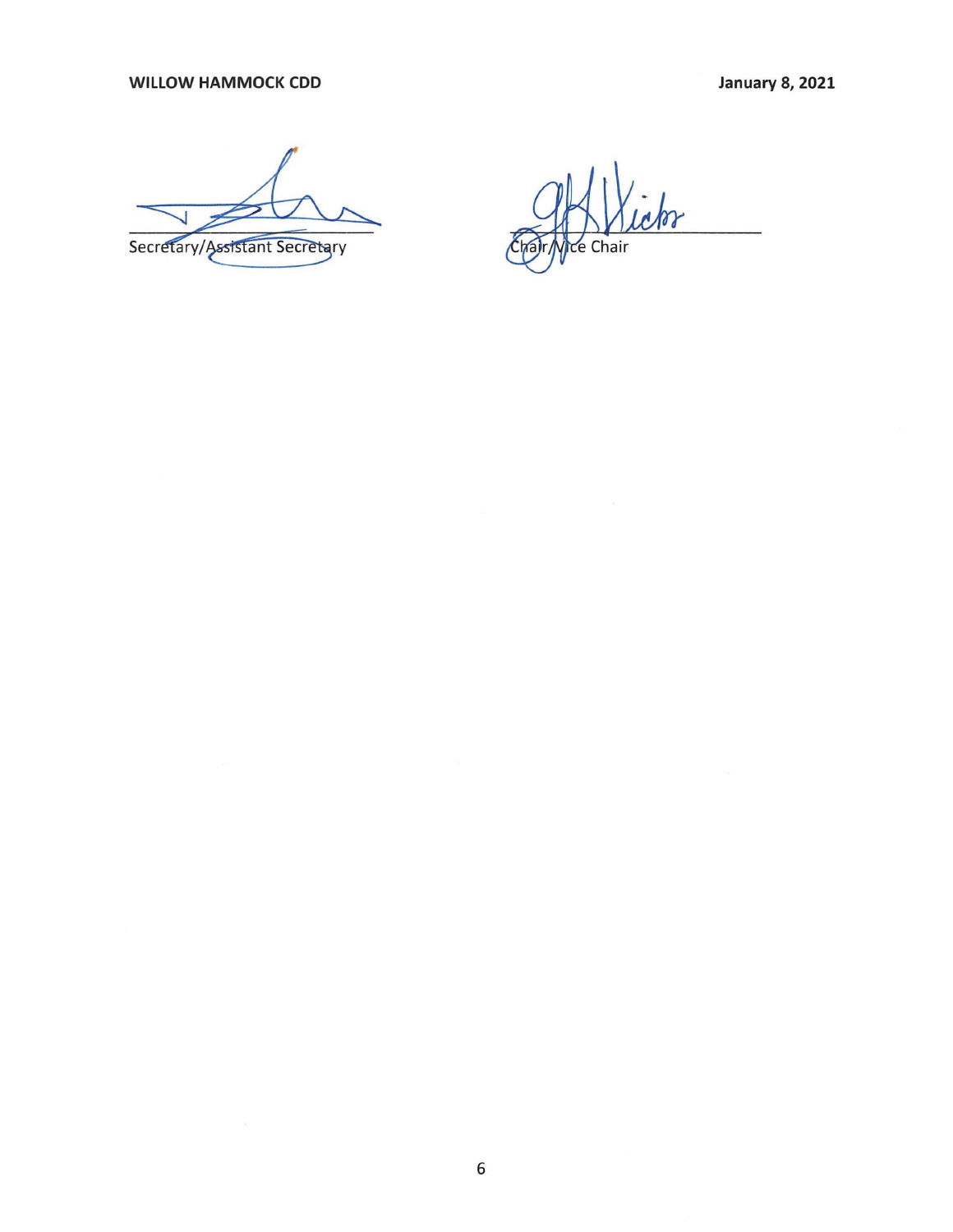Secretary/Assistant Secretary

Chair/Vice Chair